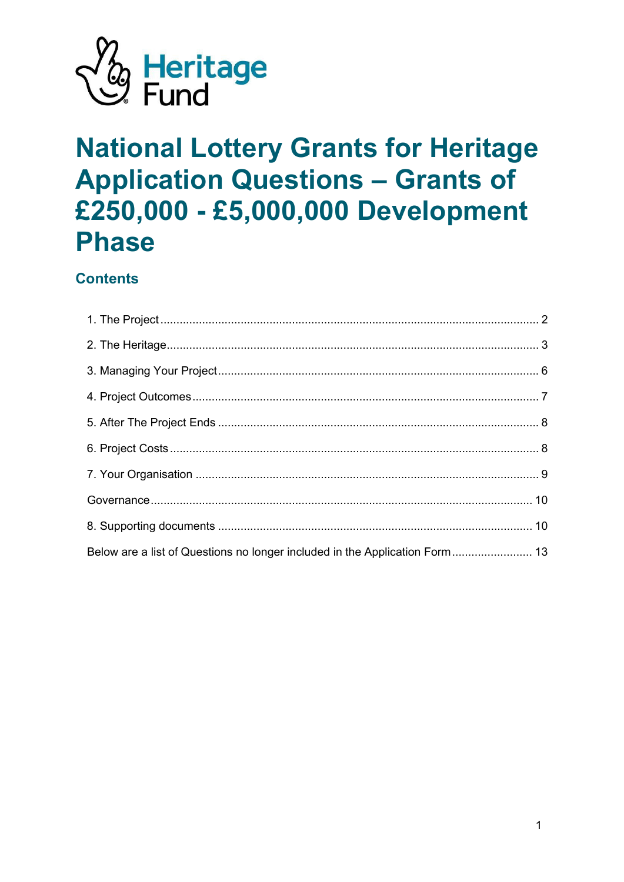Heritage Fund

# National Lottery Grants for Heritage Application Questions – Grants of £250,000 - £5,000,000 Development Phase

## Contents

1. The Project ........ 2
2. The Heritage ........ 3
3. Managing Your Project ........ 6
4. Project Outcomes ........ 7
5. After The Project Ends ........ 8
6. Project Costs ........ 8
7. Your Organisation ........ 9

Governance ........ 10

8. Supporting documents ........ 10

Below are a list of Questions no longer included in the Application Form ........ 13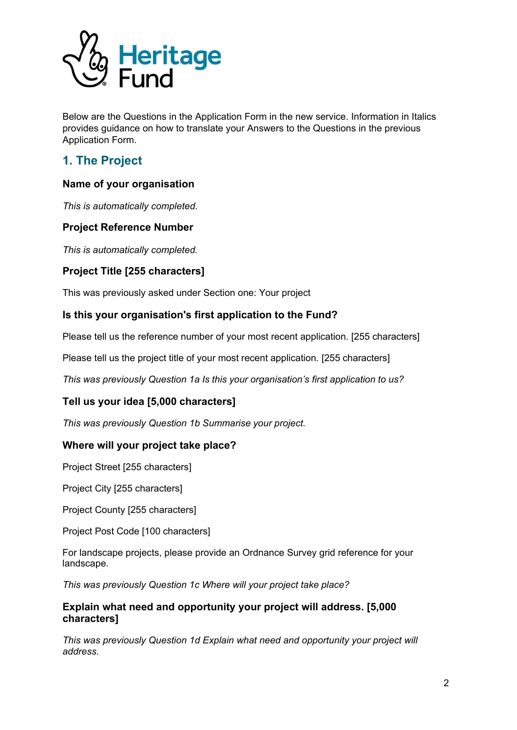Below are the Questions in the Application Form in the new service. Information in Italics provides guidance on how to translate your Answers to the Questions in the previous Application Form.

## 1. The Project

### Name of your organisation

*This is automatically completed.*

### Project Reference Number

*This is automatically completed.*

### Project Title [255 characters]

This was previously asked under Section one: Your project

### Is this your organisation's first application to the Fund?

Please tell us the reference number of your most recent application. [255 characters]

Please tell us the project title of your most recent application. [255 characters]

*This was previously Question 1a Is this your organisation's first application to us?*

### Tell us your idea [5,000 characters]

*This was previously Question 1b Summarise your project.*

### Where will your project take place?

Project Street [255 characters]

Project City [255 characters]

Project County [255 characters]

Project Post Code [100 characters]

For landscape projects, please provide an Ordnance Survey grid reference for your landscape.

*This was previously Question 1c Where will your project take place?*

### Explain what need and opportunity your project will address. [5,000 characters]

*This was previously Question 1d Explain what need and opportunity your project will address.*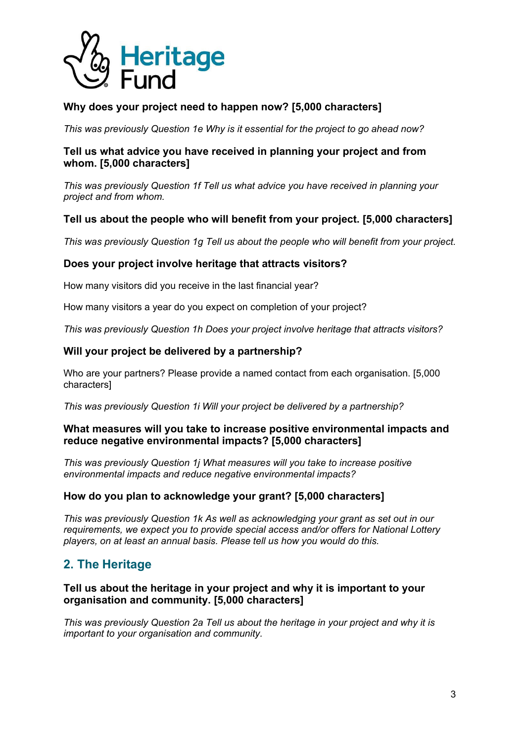**Why does your project need to happen now? [5,000 characters]**

*This was previously Question 1e Why is it essential for the project to go ahead now?*

**Tell us what advice you have received in planning your project and from whom. [5,000 characters]**

*This was previously Question 1f Tell us what advice you have received in planning your project and from whom.*

**Tell us about the people who will benefit from your project. [5,000 characters]**

*This was previously Question 1g Tell us about the people who will benefit from your project.*

**Does your project involve heritage that attracts visitors?**

How many visitors did you receive in the last financial year?

How many visitors a year do you expect on completion of your project?

*This was previously Question 1h Does your project involve heritage that attracts visitors?*

**Will your project be delivered by a partnership?**

Who are your partners? Please provide a named contact from each organisation. [5,000 characters]

*This was previously Question 1i Will your project be delivered by a partnership?*

**What measures will you take to increase positive environmental impacts and reduce negative environmental impacts? [5,000 characters]**

*This was previously Question 1j What measures will you take to increase positive environmental impacts and reduce negative environmental impacts?*

**How do you plan to acknowledge your grant? [5,000 characters]**

*This was previously Question 1k As well as acknowledging your grant as set out in our requirements, we expect you to provide special access and/or offers for National Lottery players, on at least an annual basis. Please tell us how you would do this.*

## 2. The Heritage

**Tell us about the heritage in your project and why it is important to your organisation and community. [5,000 characters]**

*This was previously Question 2a Tell us about the heritage in your project and why it is important to your organisation and community.*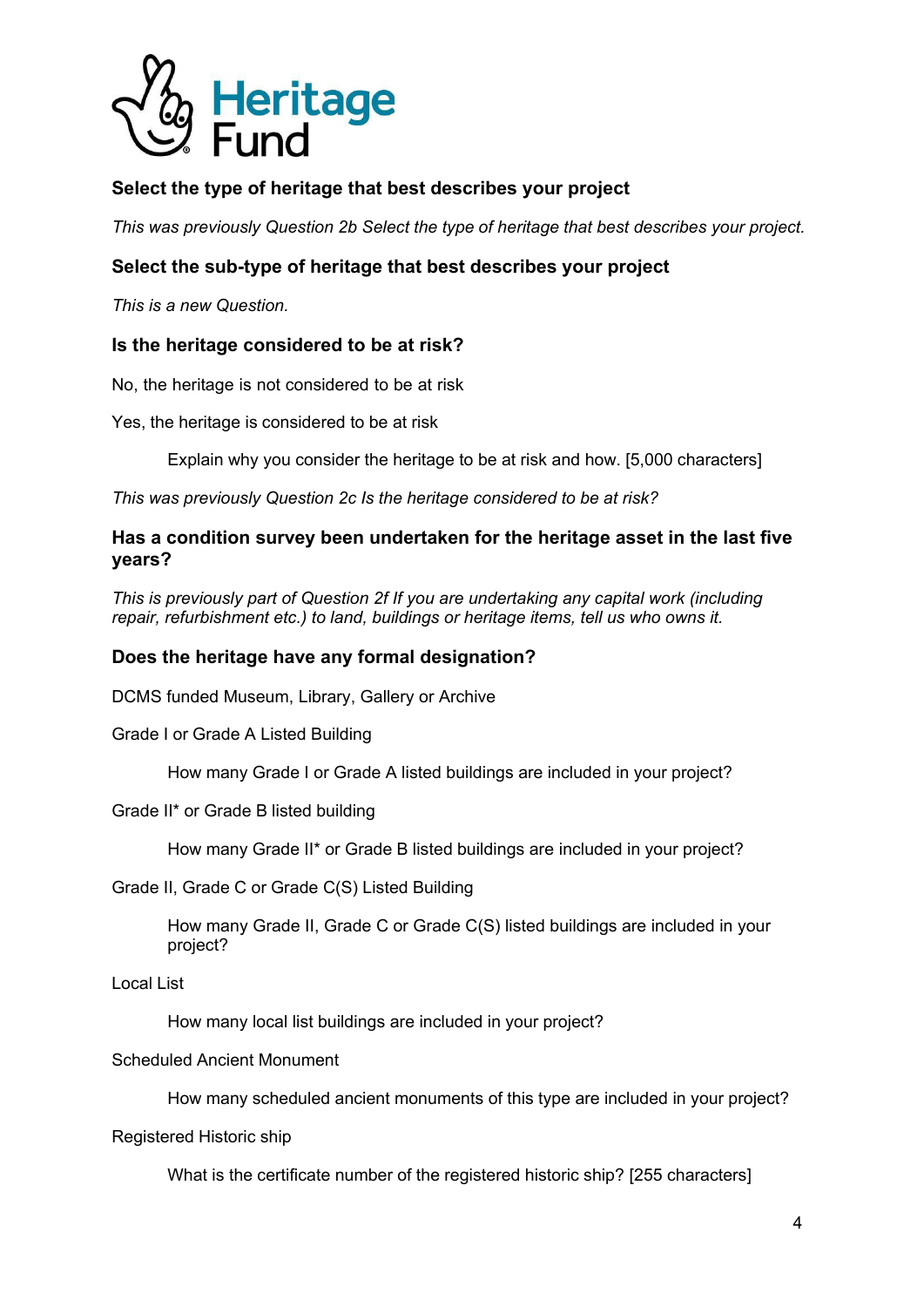### Select the type of heritage that best describes your project

*This was previously Question 2b Select the type of heritage that best describes your project.*

### Select the sub-type of heritage that best describes your project

*This is a new Question.*

### Is the heritage considered to be at risk?

No, the heritage is not considered to be at risk

Yes, the heritage is considered to be at risk

> Explain why you consider the heritage to be at risk and how. [5,000 characters]

*This was previously Question 2c Is the heritage considered to be at risk?*

### Has a condition survey been undertaken for the heritage asset in the last five years?

*This is previously part of Question 2f If you are undertaking any capital work (including repair, refurbishment etc.) to land, buildings or heritage items, tell us who owns it.*

### Does the heritage have any formal designation?

DCMS funded Museum, Library, Gallery or Archive

Grade I or Grade A Listed Building

> How many Grade I or Grade A listed buildings are included in your project?

Grade II* or Grade B listed building

> How many Grade II* or Grade B listed buildings are included in your project?

Grade II, Grade C or Grade C(S) Listed Building

> How many Grade II, Grade C or Grade C(S) listed buildings are included in your project?

Local List

> How many local list buildings are included in your project?

Scheduled Ancient Monument

> How many scheduled ancient monuments of this type are included in your project?

Registered Historic ship

> What is the certificate number of the registered historic ship? [255 characters]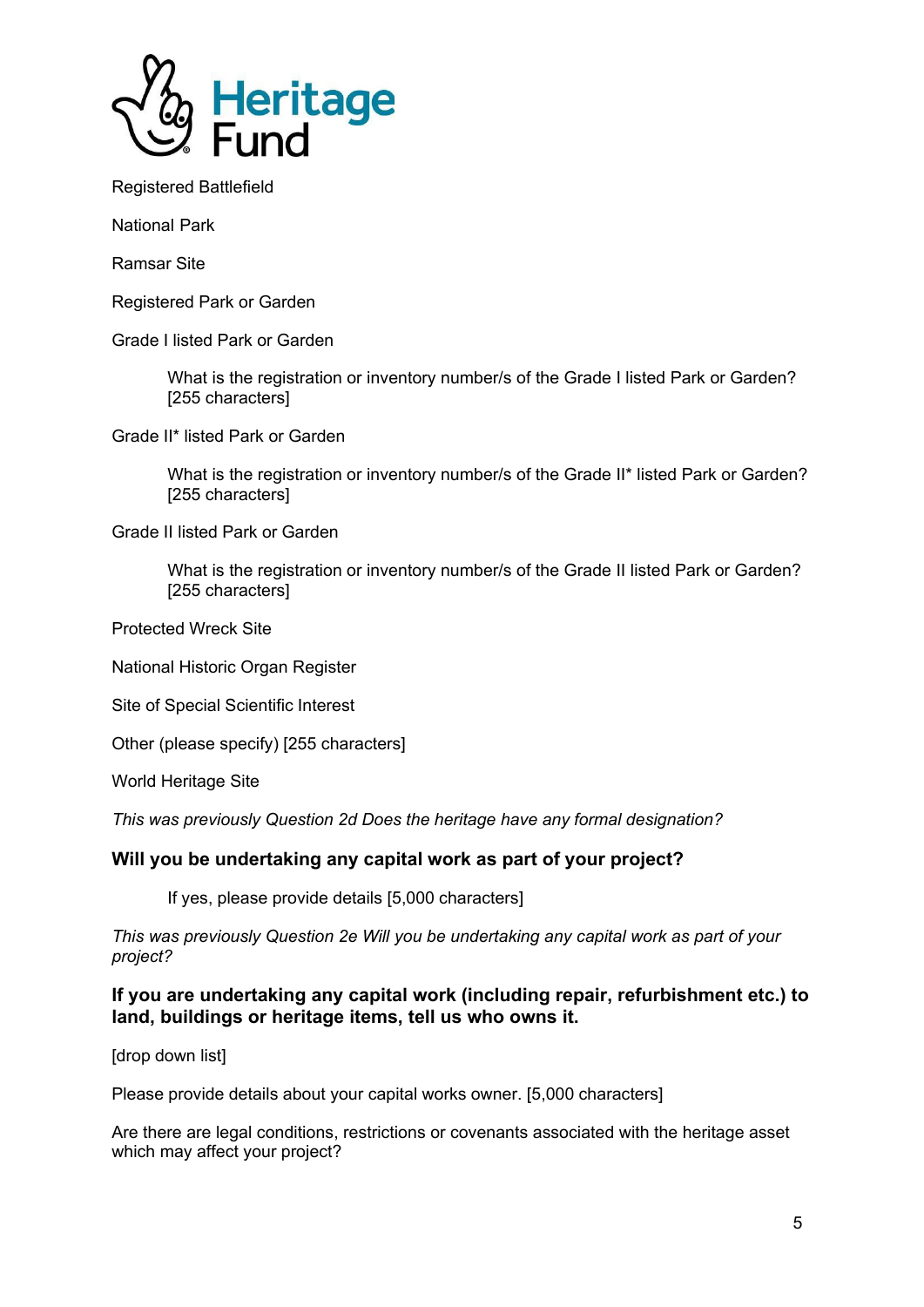Registered Battlefield

National Park

Ramsar Site

Registered Park or Garden

Grade I listed Park or Garden

> What is the registration or inventory number/s of the Grade I listed Park or Garden? [255 characters]

Grade II* listed Park or Garden

> What is the registration or inventory number/s of the Grade II* listed Park or Garden? [255 characters]

Grade II listed Park or Garden

> What is the registration or inventory number/s of the Grade II listed Park or Garden? [255 characters]

Protected Wreck Site

National Historic Organ Register

Site of Special Scientific Interest

Other (please specify) [255 characters]

World Heritage Site

*This was previously Question 2d Does the heritage have any formal designation?*

### Will you be undertaking any capital work as part of your project?

> If yes, please provide details [5,000 characters]

*This was previously Question 2e Will you be undertaking any capital work as part of your project?*

### If you are undertaking any capital work (including repair, refurbishment etc.) to land, buildings or heritage items, tell us who owns it.

[drop down list]

Please provide details about your capital works owner. [5,000 characters]

Are there are legal conditions, restrictions or covenants associated with the heritage asset which may affect your project?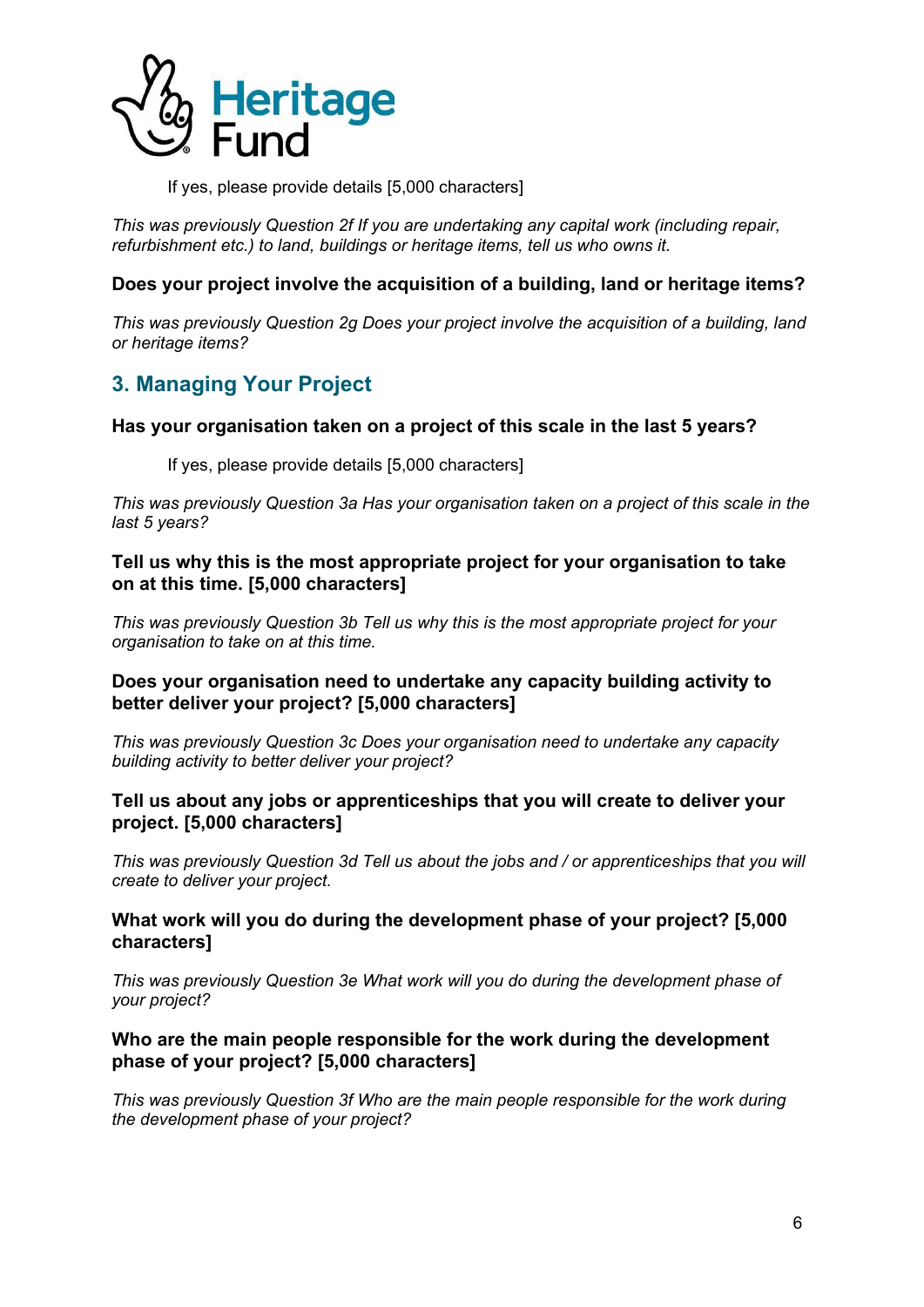If yes, please provide details [5,000 characters]

*This was previously Question 2f If you are undertaking any capital work (including repair, refurbishment etc.) to land, buildings or heritage items, tell us who owns it.*

**Does your project involve the acquisition of a building, land or heritage items?**

*This was previously Question 2g Does your project involve the acquisition of a building, land or heritage items?*

## 3. Managing Your Project

**Has your organisation taken on a project of this scale in the last 5 years?**

If yes, please provide details [5,000 characters]

*This was previously Question 3a Has your organisation taken on a project of this scale in the last 5 years?*

**Tell us why this is the most appropriate project for your organisation to take on at this time. [5,000 characters]**

*This was previously Question 3b Tell us why this is the most appropriate project for your organisation to take on at this time.*

**Does your organisation need to undertake any capacity building activity to better deliver your project? [5,000 characters]**

*This was previously Question 3c Does your organisation need to undertake any capacity building activity to better deliver your project?*

**Tell us about any jobs or apprenticeships that you will create to deliver your project. [5,000 characters]**

*This was previously Question 3d Tell us about the jobs and / or apprenticeships that you will create to deliver your project.*

**What work will you do during the development phase of your project? [5,000 characters]**

*This was previously Question 3e What work will you do during the development phase of your project?*

**Who are the main people responsible for the work during the development phase of your project? [5,000 characters]**

*This was previously Question 3f Who are the main people responsible for the work during the development phase of your project?*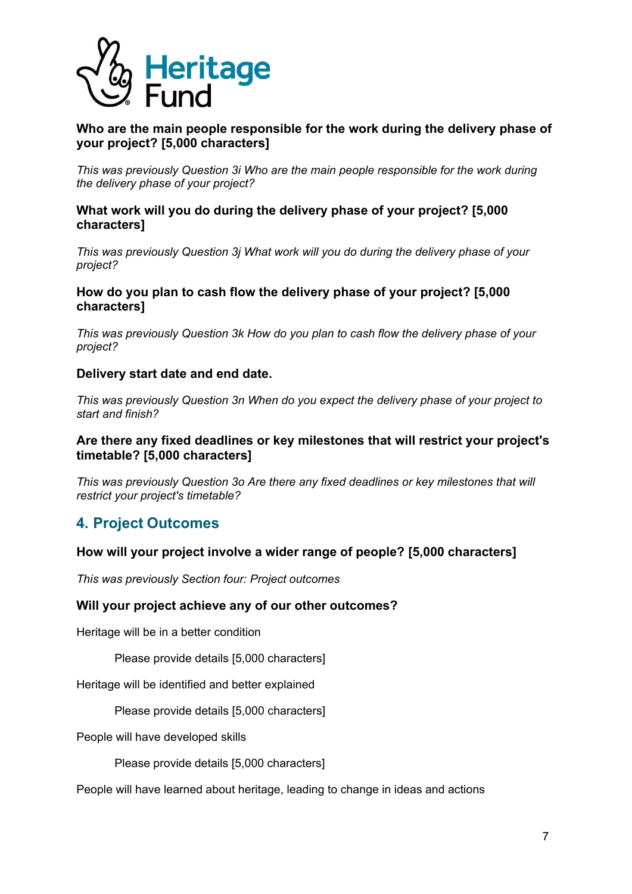**Who are the main people responsible for the work during the delivery phase of your project? [5,000 characters]**

*This was previously Question 3i Who are the main people responsible for the work during the delivery phase of your project?*

**What work will you do during the delivery phase of your project? [5,000 characters]**

*This was previously Question 3j What work will you do during the delivery phase of your project?*

**How do you plan to cash flow the delivery phase of your project? [5,000 characters]**

*This was previously Question 3k How do you plan to cash flow the delivery phase of your project?*

**Delivery start date and end date.**

*This was previously Question 3n When do you expect the delivery phase of your project to start and finish?*

**Are there any fixed deadlines or key milestones that will restrict your project's timetable? [5,000 characters]**

*This was previously Question 3o Are there any fixed deadlines or key milestones that will restrict your project's timetable?*

## 4. Project Outcomes

**How will your project involve a wider range of people? [5,000 characters]**

*This was previously Section four: Project outcomes*

**Will your project achieve any of our other outcomes?**

Heritage will be in a better condition

Please provide details [5,000 characters]

Heritage will be identified and better explained

Please provide details [5,000 characters]

People will have developed skills

Please provide details [5,000 characters]

People will have learned about heritage, leading to change in ideas and actions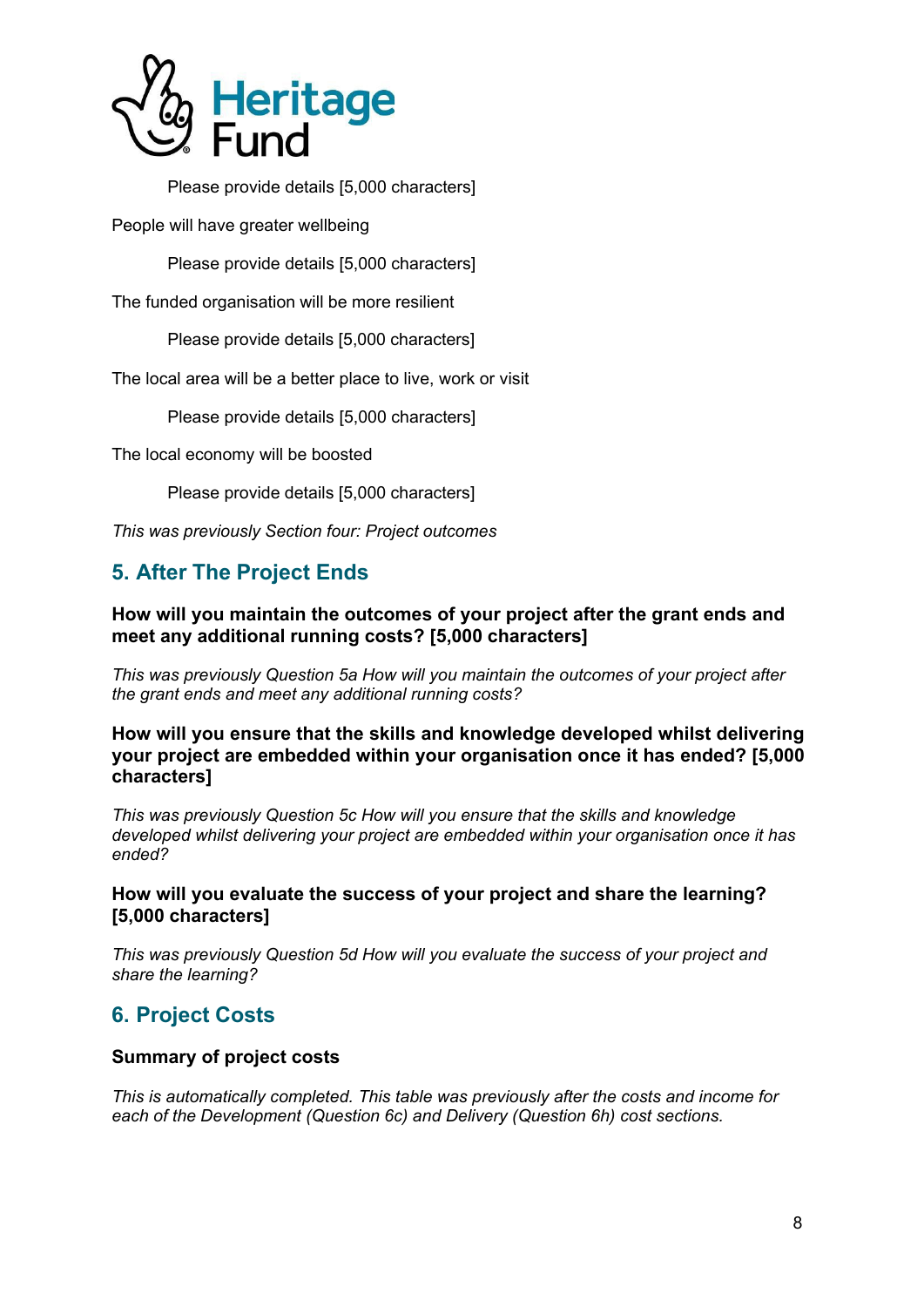Please provide details [5,000 characters]

People will have greater wellbeing

Please provide details [5,000 characters]

The funded organisation will be more resilient

Please provide details [5,000 characters]

The local area will be a better place to live, work or visit

Please provide details [5,000 characters]

The local economy will be boosted

Please provide details [5,000 characters]

*This was previously Section four: Project outcomes*

## 5. After The Project Ends

**How will you maintain the outcomes of your project after the grant ends and meet any additional running costs? [5,000 characters]**

*This was previously Question 5a How will you maintain the outcomes of your project after the grant ends and meet any additional running costs?*

**How will you ensure that the skills and knowledge developed whilst delivering your project are embedded within your organisation once it has ended? [5,000 characters]**

*This was previously Question 5c How will you ensure that the skills and knowledge developed whilst delivering your project are embedded within your organisation once it has ended?*

**How will you evaluate the success of your project and share the learning? [5,000 characters]**

*This was previously Question 5d How will you evaluate the success of your project and share the learning?*

## 6. Project Costs

**Summary of project costs**

*This is automatically completed. This table was previously after the costs and income for each of the Development (Question 6c) and Delivery (Question 6h) cost sections.*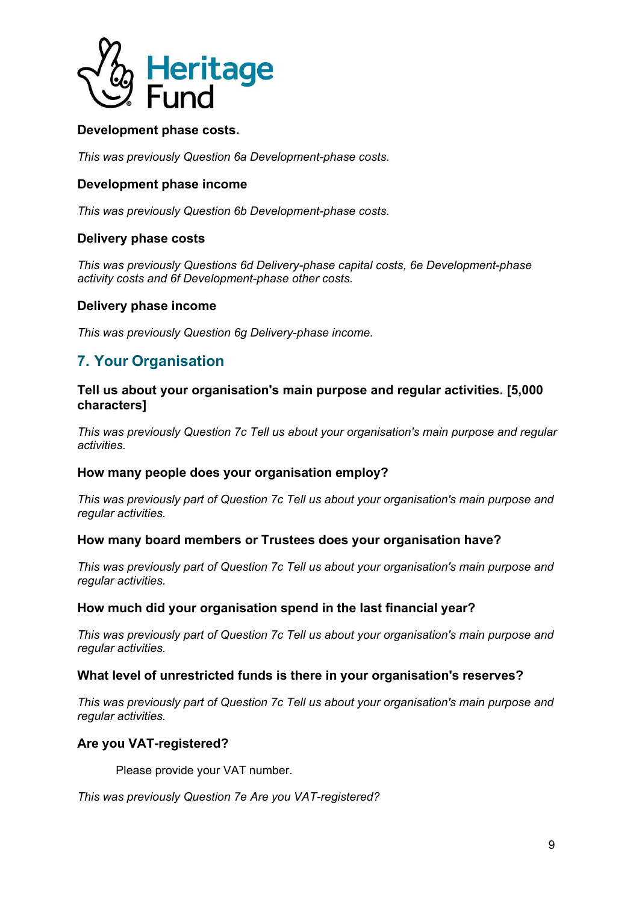**Development phase costs.**

*This was previously Question 6a Development-phase costs.*

**Development phase income**

*This was previously Question 6b Development-phase costs.*

**Delivery phase costs**

*This was previously Questions 6d Delivery-phase capital costs, 6e Development-phase activity costs and 6f Development-phase other costs.*

**Delivery phase income**

*This was previously Question 6g Delivery-phase income.*

## 7. Your Organisation

**Tell us about your organisation's main purpose and regular activities. [5,000 characters]**

*This was previously Question 7c Tell us about your organisation's main purpose and regular activities.*

**How many people does your organisation employ?**

*This was previously part of Question 7c Tell us about your organisation's main purpose and regular activities.*

**How many board members or Trustees does your organisation have?**

*This was previously part of Question 7c Tell us about your organisation's main purpose and regular activities.*

**How much did your organisation spend in the last financial year?**

*This was previously part of Question 7c Tell us about your organisation's main purpose and regular activities.*

**What level of unrestricted funds is there in your organisation's reserves?**

*This was previously part of Question 7c Tell us about your organisation's main purpose and regular activities.*

**Are you VAT-registered?**

Please provide your VAT number.

*This was previously Question 7e Are you VAT-registered?*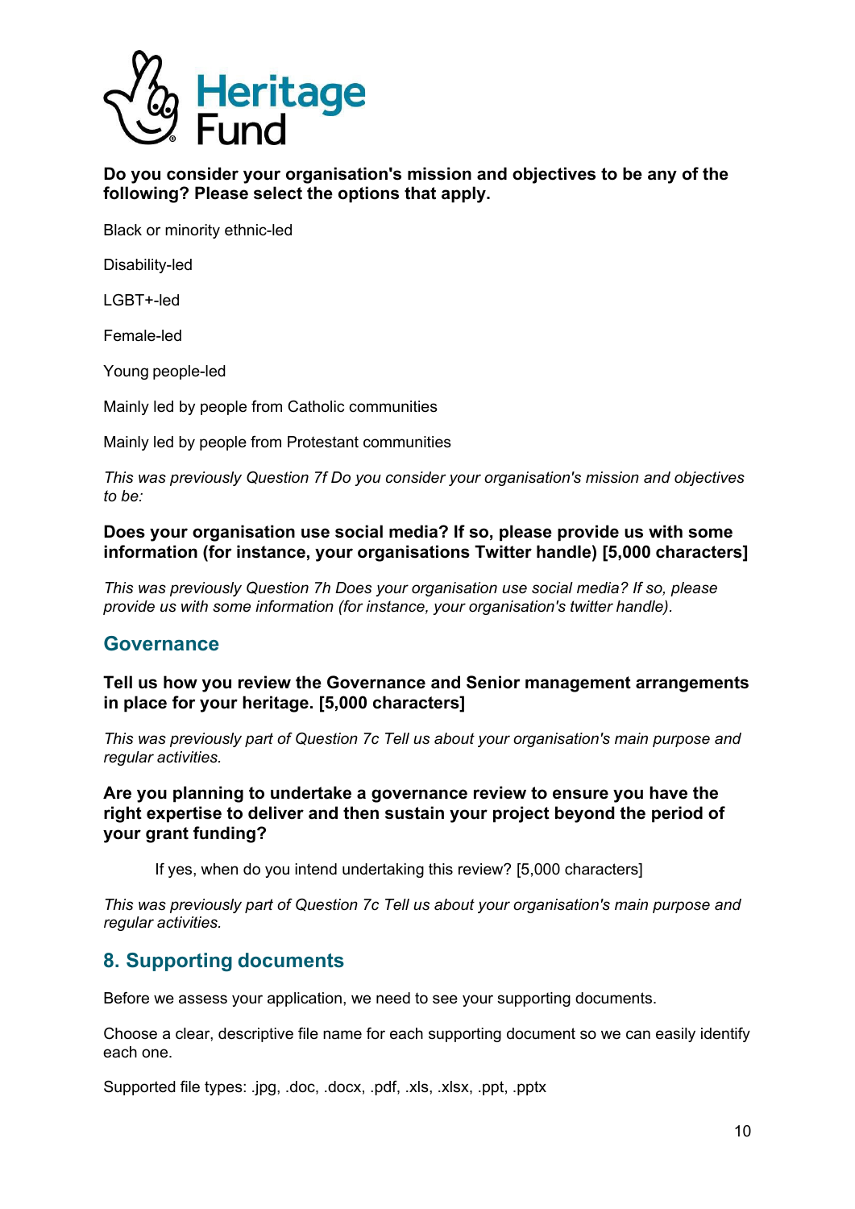**Do you consider your organisation's mission and objectives to be any of the following? Please select the options that apply.**

Black or minority ethnic-led

Disability-led

LGBT+-led

Female-led

Young people-led

Mainly led by people from Catholic communities

Mainly led by people from Protestant communities

*This was previously Question 7f Do you consider your organisation's mission and objectives to be:*

**Does your organisation use social media? If so, please provide us with some information (for instance, your organisations Twitter handle) [5,000 characters]**

*This was previously Question 7h Does your organisation use social media? If so, please provide us with some information (for instance, your organisation's twitter handle).*

## Governance

**Tell us how you review the Governance and Senior management arrangements in place for your heritage. [5,000 characters]**

*This was previously part of Question 7c Tell us about your organisation's main purpose and regular activities.*

**Are you planning to undertake a governance review to ensure you have the right expertise to deliver and then sustain your project beyond the period of your grant funding?**

If yes, when do you intend undertaking this review? [5,000 characters]

*This was previously part of Question 7c Tell us about your organisation's main purpose and regular activities.*

## 8. Supporting documents

Before we assess your application, we need to see your supporting documents.

Choose a clear, descriptive file name for each supporting document so we can easily identify each one.

Supported file types: .jpg, .doc, .docx, .pdf, .xls, .xlsx, .ppt, .pptx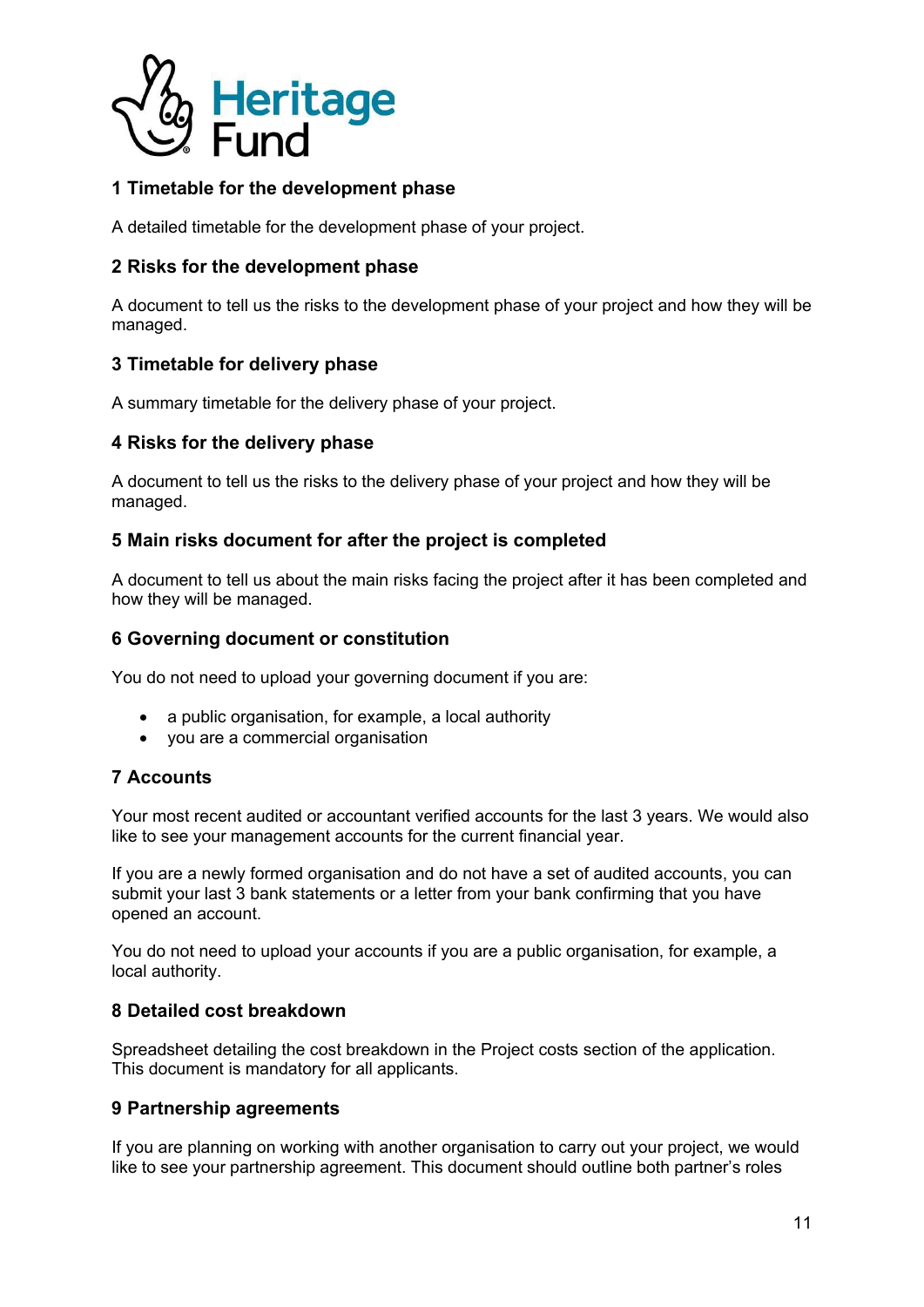## 1 Timetable for the development phase

A detailed timetable for the development phase of your project.

## 2 Risks for the development phase

A document to tell us the risks to the development phase of your project and how they will be managed.

## 3 Timetable for delivery phase

A summary timetable for the delivery phase of your project.

## 4 Risks for the delivery phase

A document to tell us the risks to the delivery phase of your project and how they will be managed.

## 5 Main risks document for after the project is completed

A document to tell us about the main risks facing the project after it has been completed and how they will be managed.

## 6 Governing document or constitution

You do not need to upload your governing document if you are:

- a public organisation, for example, a local authority
- you are a commercial organisation

## 7 Accounts

Your most recent audited or accountant verified accounts for the last 3 years. We would also like to see your management accounts for the current financial year.

If you are a newly formed organisation and do not have a set of audited accounts, you can submit your last 3 bank statements or a letter from your bank confirming that you have opened an account.

You do not need to upload your accounts if you are a public organisation, for example, a local authority.

## 8 Detailed cost breakdown

Spreadsheet detailing the cost breakdown in the Project costs section of the application. This document is mandatory for all applicants.

## 9 Partnership agreements

If you are planning on working with another organisation to carry out your project, we would like to see your partnership agreement. This document should outline both partner's roles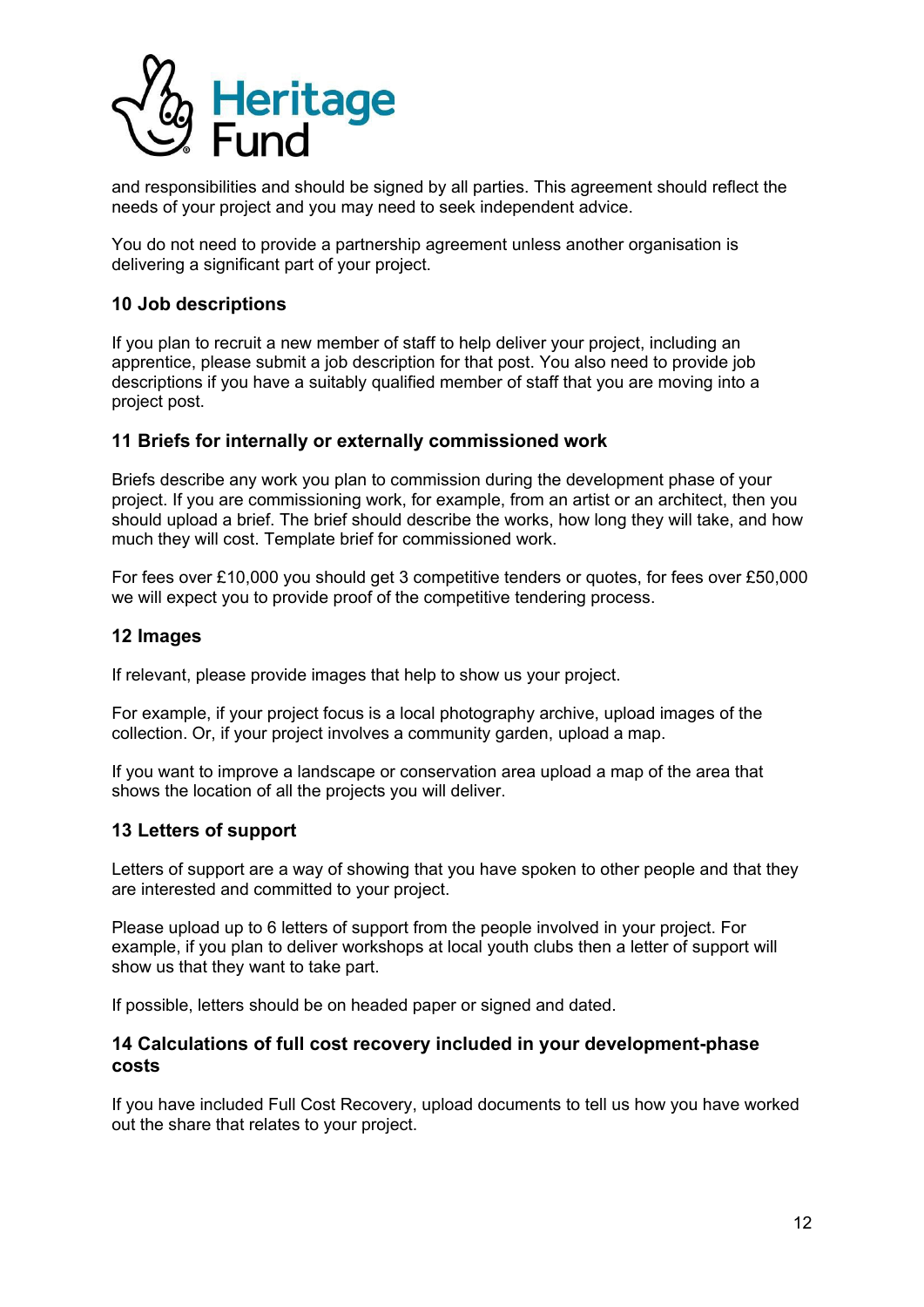and responsibilities and should be signed by all parties. This agreement should reflect the needs of your project and you may need to seek independent advice.

You do not need to provide a partnership agreement unless another organisation is delivering a significant part of your project.

### 10 Job descriptions

If you plan to recruit a new member of staff to help deliver your project, including an apprentice, please submit a job description for that post. You also need to provide job descriptions if you have a suitably qualified member of staff that you are moving into a project post.

### 11 Briefs for internally or externally commissioned work

Briefs describe any work you plan to commission during the development phase of your project. If you are commissioning work, for example, from an artist or an architect, then you should upload a brief. The brief should describe the works, how long they will take, and how much they will cost. Template brief for commissioned work.

For fees over £10,000 you should get 3 competitive tenders or quotes, for fees over £50,000 we will expect you to provide proof of the competitive tendering process.

### 12 Images

If relevant, please provide images that help to show us your project.

For example, if your project focus is a local photography archive, upload images of the collection. Or, if your project involves a community garden, upload a map.

If you want to improve a landscape or conservation area upload a map of the area that shows the location of all the projects you will deliver.

### 13 Letters of support

Letters of support are a way of showing that you have spoken to other people and that they are interested and committed to your project.

Please upload up to 6 letters of support from the people involved in your project. For example, if you plan to deliver workshops at local youth clubs then a letter of support will show us that they want to take part.

If possible, letters should be on headed paper or signed and dated.

### 14 Calculations of full cost recovery included in your development-phase costs

If you have included Full Cost Recovery, upload documents to tell us how you have worked out the share that relates to your project.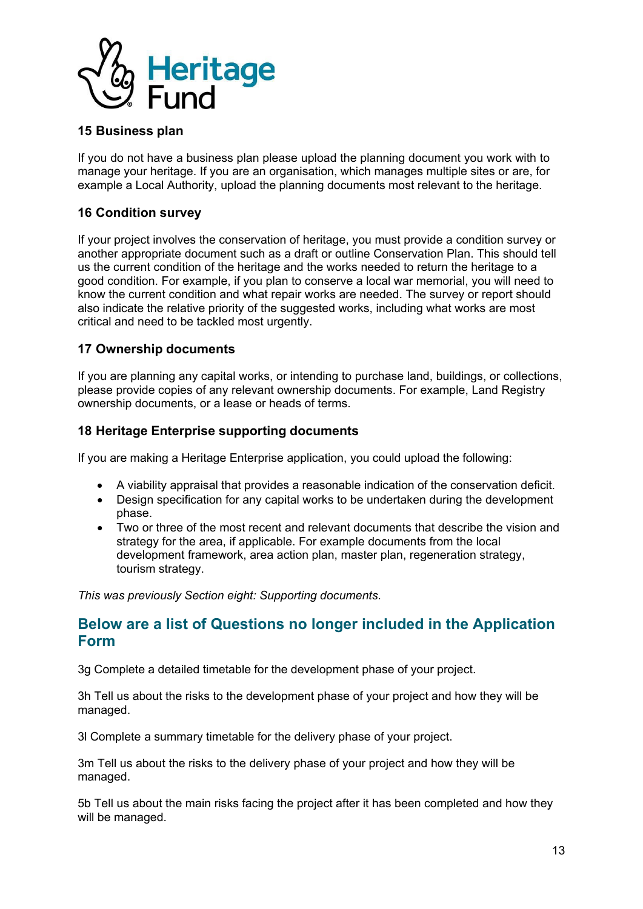### 15 Business plan

If you do not have a business plan please upload the planning document you work with to manage your heritage. If you are an organisation, which manages multiple sites or are, for example a Local Authority, upload the planning documents most relevant to the heritage.

### 16 Condition survey

If your project involves the conservation of heritage, you must provide a condition survey or another appropriate document such as a draft or outline Conservation Plan. This should tell us the current condition of the heritage and the works needed to return the heritage to a good condition. For example, if you plan to conserve a local war memorial, you will need to know the current condition and what repair works are needed. The survey or report should also indicate the relative priority of the suggested works, including what works are most critical and need to be tackled most urgently.

### 17 Ownership documents

If you are planning any capital works, or intending to purchase land, buildings, or collections, please provide copies of any relevant ownership documents. For example, Land Registry ownership documents, or a lease or heads of terms.

### 18 Heritage Enterprise supporting documents

If you are making a Heritage Enterprise application, you could upload the following:

- A viability appraisal that provides a reasonable indication of the conservation deficit.
- Design specification for any capital works to be undertaken during the development phase.
- Two or three of the most recent and relevant documents that describe the vision and strategy for the area, if applicable. For example documents from the local development framework, area action plan, master plan, regeneration strategy, tourism strategy.

*This was previously Section eight: Supporting documents.*

## Below are a list of Questions no longer included in the Application Form

3g Complete a detailed timetable for the development phase of your project.

3h Tell us about the risks to the development phase of your project and how they will be managed.

3l Complete a summary timetable for the delivery phase of your project.

3m Tell us about the risks to the delivery phase of your project and how they will be managed.

5b Tell us about the main risks facing the project after it has been completed and how they will be managed.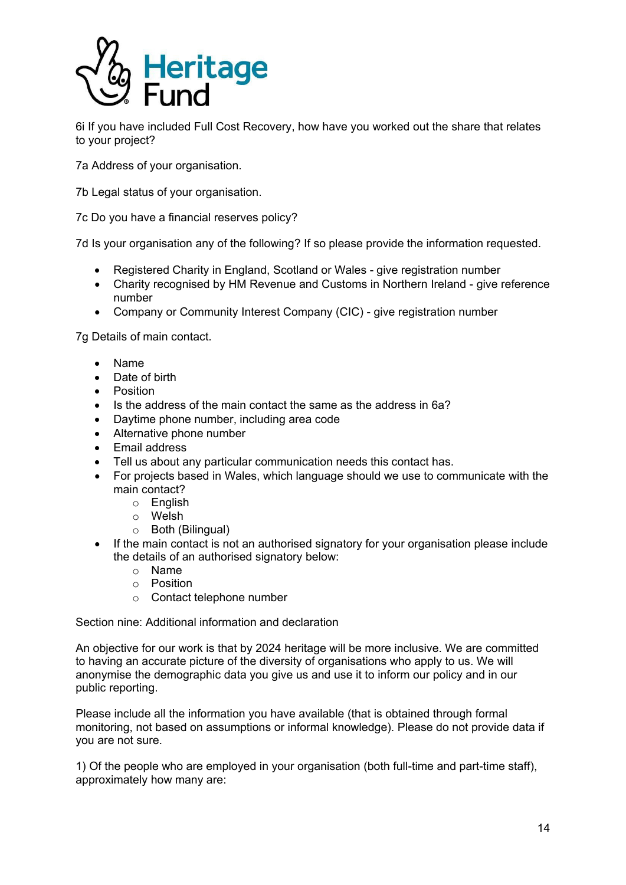6i If you have included Full Cost Recovery, how have you worked out the share that relates to your project?

7a Address of your organisation.

7b Legal status of your organisation.

7c Do you have a financial reserves policy?

7d Is your organisation any of the following? If so please provide the information requested.

- Registered Charity in England, Scotland or Wales - give registration number
- Charity recognised by HM Revenue and Customs in Northern Ireland - give reference number
- Company or Community Interest Company (CIC) - give registration number

7g Details of main contact.

- Name
- Date of birth
- Position
- Is the address of the main contact the same as the address in 6a?
- Daytime phone number, including area code
- Alternative phone number
- Email address
- Tell us about any particular communication needs this contact has.
- For projects based in Wales, which language should we use to communicate with the main contact?
    - English
    - Welsh
    - Both (Bilingual)
- If the main contact is not an authorised signatory for your organisation please include the details of an authorised signatory below:
    - Name
    - Position
    - Contact telephone number

## Section nine: Additional information and declaration

An objective for our work is that by 2024 heritage will be more inclusive. We are committed to having an accurate picture of the diversity of organisations who apply to us. We will anonymise the demographic data you give us and use it to inform our policy and in our public reporting.

Please include all the information you have available (that is obtained through formal monitoring, not based on assumptions or informal knowledge). Please do not provide data if you are not sure.

1) Of the people who are employed in your organisation (both full-time and part-time staff), approximately how many are: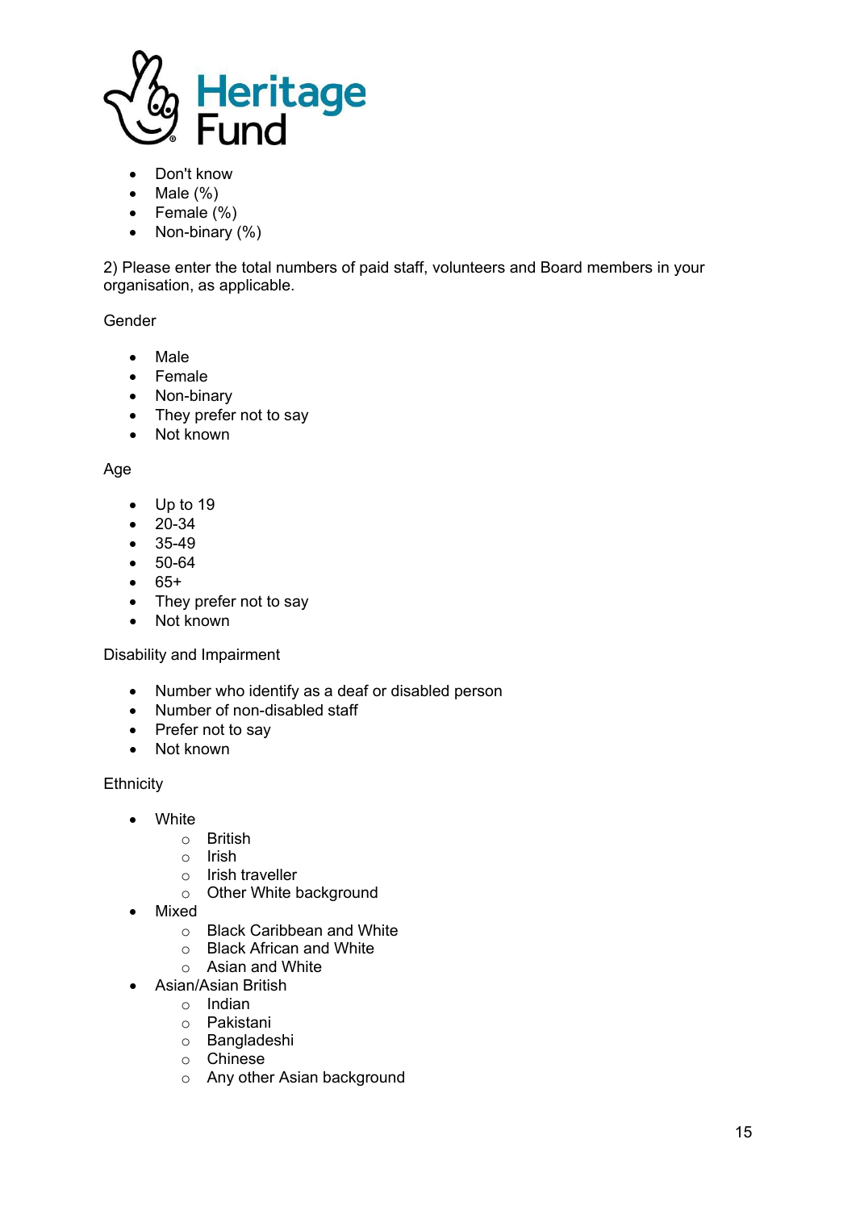- Don't know
- Male (%)
- Female (%)
- Non-binary (%)

2) Please enter the total numbers of paid staff, volunteers and Board members in your organisation, as applicable.

Gender

- Male
- Female
- Non-binary
- They prefer not to say
- Not known

Age

- Up to 19
- 20-34
- 35-49
- 50-64
- 65+
- They prefer not to say
- Not known

Disability and Impairment

- Number who identify as a deaf or disabled person
- Number of non-disabled staff
- Prefer not to say
- Not known

Ethnicity

- White
    - British
    - Irish
    - Irish traveller
    - Other White background
- Mixed
    - Black Caribbean and White
    - Black African and White
    - Asian and White
- Asian/Asian British
    - Indian
    - Pakistani
    - Bangladeshi
    - Chinese
    - Any other Asian background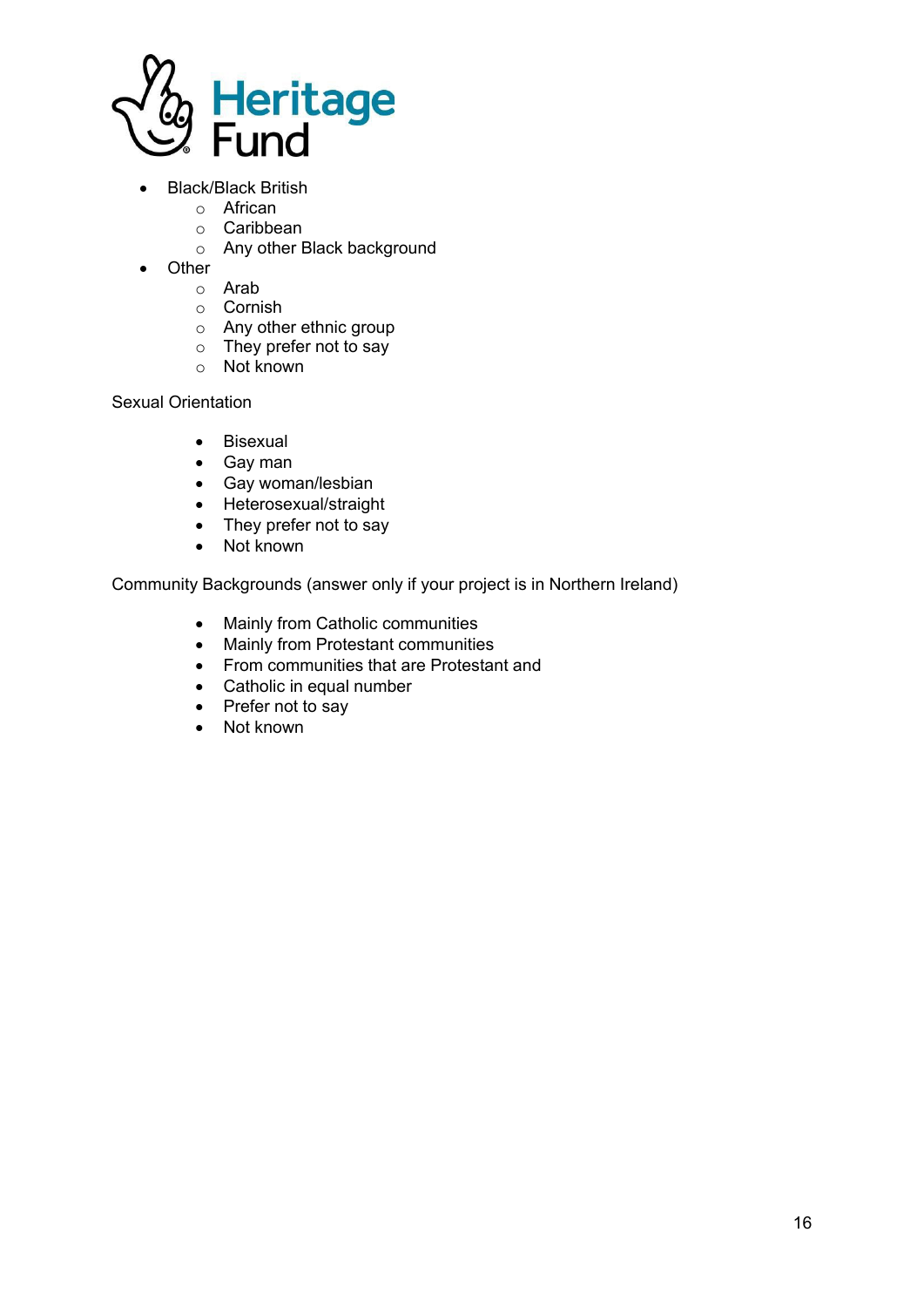- Black/Black British
  - African
  - Caribbean
  - Any other Black background
- Other
  - Arab
  - Cornish
  - Any other ethnic group
  - They prefer not to say
  - Not known

Sexual Orientation

- Bisexual
- Gay man
- Gay woman/lesbian
- Heterosexual/straight
- They prefer not to say
- Not known

Community Backgrounds (answer only if your project is in Northern Ireland)

- Mainly from Catholic communities
- Mainly from Protestant communities
- From communities that are Protestant and
- Catholic in equal number
- Prefer not to say
- Not known